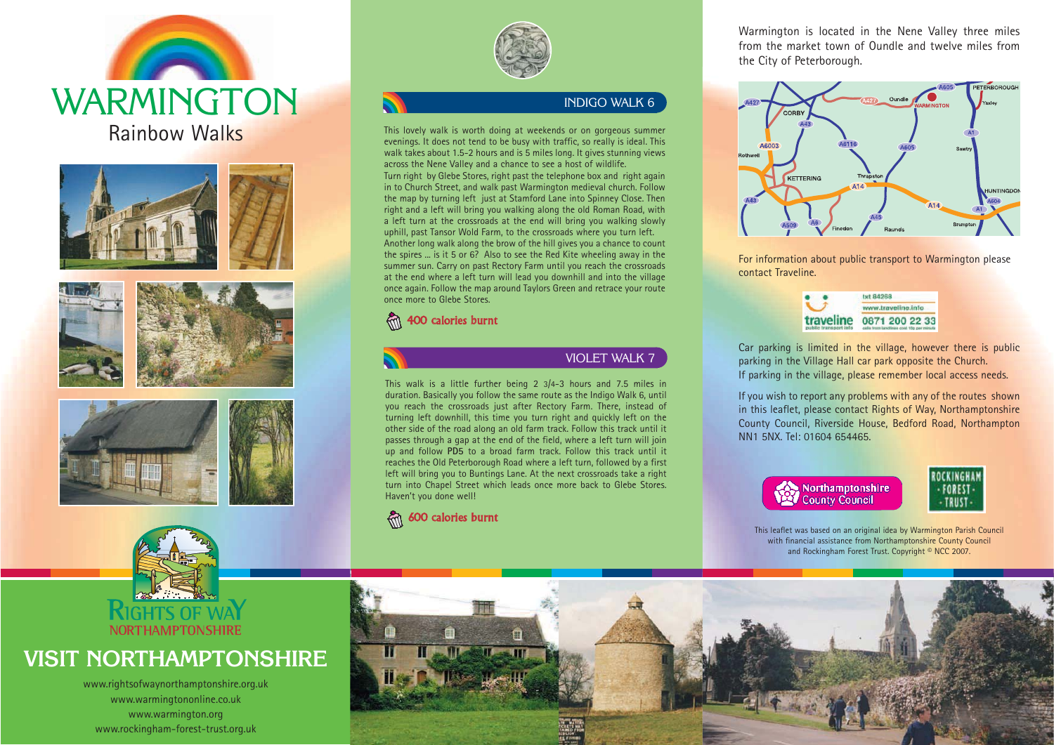# WARMINGTON

## Rainbow Walks

RIGHTS OF WAY NORTHAMPTONSHIRE

## VISIT NORTHAMPTONSHIRE

www.rightsofwaynorthamptonshire.org.uk
www.warmingtononline.co.uk
www.warmington.org
www.rockingham-forest-trust.org.uk

## INDIGO WALK 6

This lovely walk is worth doing at weekends or on gorgeous summer evenings. It does not tend to be busy with traffic, so really is ideal. This walk takes about 1.5-2 hours and is 5 miles long. It gives stunning views across the Nene Valley and a chance to see a host of wildlife.

Turn right by Glebe Stores, right past the telephone box and right again in to Church Street, and walk past Warmington medieval church. Follow the map by turning left just at Stamford Lane into Spinney Close. Then right and a left will bring you walking along the old Roman Road, with a left turn at the crossroads at the end will bring you walking slowly uphill, past Tansor Wold Farm, to the crossroads where you turn left. Another long walk along the brow of the hill gives you a chance to count the spires ... is it 5 or 6? Also to see the Red Kite wheeling away in the summer sun. Carry on past Rectory Farm until you reach the crossroads at the end where a left turn will lead you downhill and into the village once again. Follow the map around Taylors Green and retrace your route once more to Glebe Stores.

**400 calories burnt**

## VIOLET WALK 7

This walk is a little further being 2 3/4-3 hours and 7.5 miles in duration. Basically you follow the same route as the Indigo Walk 6, until you reach the crossroads just after Rectory Farm. There, instead of turning left downhill, this time you turn right and quickly left on the other side of the road along an old farm track. Follow this track until it passes through a gap at the end of the field, where a left turn will join up and follow **PD5** to a broad farm track. Follow this track until it reaches the Old Peterborough Road where a left turn, followed by a first left will bring you to Buntings Lane. At the next crossroads take a right turn into Chapel Street which leads once more back to Glebe Stores. Haven't you done well!

**600 calories burnt**

Warmington is located in the Nene Valley three miles from the market town of Oundle and twelve miles from the City of Peterborough.

For information about public transport to Warmington please contact Traveline.

traveline public transport info — txt 84268 — www.traveline.info — 0871 200 22 33 (calls from landlines cost 10p per minute)

Car parking is limited in the village, however there is public parking in the Village Hall car park opposite the Church. If parking in the village, please remember local access needs.

If you wish to report any problems with any of the routes shown in this leaflet, please contact Rights of Way, Northamptonshire County Council, Riverside House, Bedford Road, Northampton NN1 5NX. Tel: 01604 654465.

Northamptonshire County Council

ROCKINGHAM FOREST TRUST

This leaflet was based on an original idea by Warmington Parish Council with financial assistance from Northamptonshire County Council and Rockingham Forest Trust. Copyright © NCC 2007.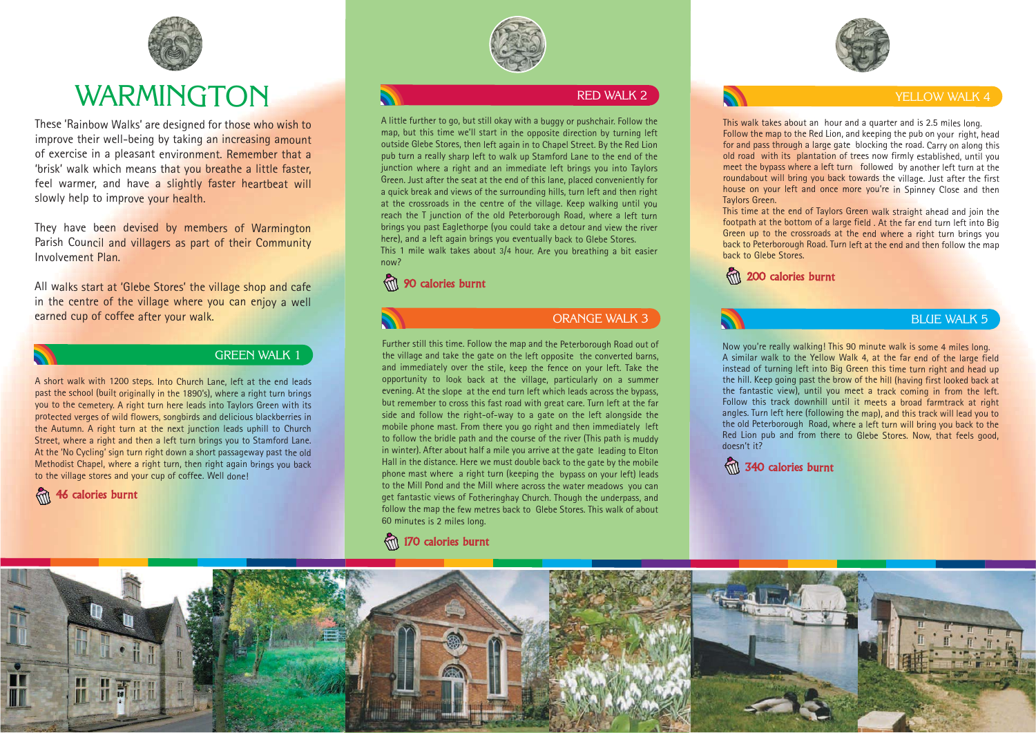# WARMINGTON

These 'Rainbow Walks' are designed for those who wish to improve their well-being by taking an increasing amount of exercise in a pleasant environment. Remember that a 'brisk' walk which means that you breathe a little faster, feel warmer, and have a slightly faster heartbeat will slowly help to improve your health.

They have been devised by members of Warmington Parish Council and villagers as part of their Community Involvement Plan.

All walks start at 'Glebe Stores' the village shop and cafe in the centre of the village where you can enjoy a well earned cup of coffee after your walk.

## GREEN WALK 1

A short walk with 1200 steps. Into Church Lane, left at the end leads past the school (built originally in the 1890's), where a right turn brings you to the cemetery. A right turn here leads into Taylors Green with its protected verges of wild flowers, songbirds and delicious blackberries in the Autumn. A right turn at the next junction leads uphill to Church Street, where a right and then a left turn brings you to Stamford Lane. At the 'No Cycling' sign turn right down a short passageway past the old Methodist Chapel, where a right turn, then right again brings you back to the village stores and your cup of coffee. Well done!

**46 calories burnt**

## RED WALK 2

A little further to go, but still okay with a buggy or pushchair. Follow the map, but this time we'll start in the opposite direction by turning left outside Glebe Stores, then left again in to Chapel Street. By the Red Lion pub turn a really sharp left to walk up Stamford Lane to the end of the junction where a right and an immediate left brings you into Taylors Green. Just after the seat at the end of this lane, placed conveniently for a quick break and views of the surrounding hills, turn left and then right at the crossroads in the centre of the village. Keep walking until you reach the T junction of the old Peterborough Road, where a left turn brings you past Eaglethorpe (you could take a detour and view the river here), and a left again brings you eventually back to Glebe Stores.
This 1 mile walk takes about 3/4 hour. Are you breathing a bit easier now?

**90 calories burnt**

## ORANGE WALK 3

Further still this time. Follow the map and the Peterborough Road out of the village and take the gate on the left opposite the converted barns, and immediately over the stile, keep the fence on your left. Take the opportunity to look back at the village, particularly on a summer evening. At the slope at the end turn left which leads across the bypass, but remember to cross this fast road with great care. Turn left at the far side and follow the right-of-way to a gate on the left alongside the mobile phone mast. From there you go right and then immediately left to follow the bridle path and the course of the river (This path is muddy in winter). After about half a mile you arrive at the gate leading to Elton Hall in the distance. Here we must double back to the gate by the mobile phone mast where a right turn (keeping the bypass on your left) leads to the Mill Pond and the Mill where across the water meadows you can get fantastic views of Fotheringhay Church. Though the underpass, and follow the map the few metres back to Glebe Stores. This walk of about 60 minutes is 2 miles long.

**170 calories burnt**

## YELLOW WALK 4

This walk takes about an hour and a quarter and is 2.5 miles long.
Follow the map to the Red Lion, and keeping the pub on your right, head for and pass through a large gate blocking the road. Carry on along this old road with its plantation of trees now firmly established, until you meet the bypass where a left turn followed by another left turn at the roundabout will bring you back towards the village. Just after the first house on your left and once more you're in Spinney Close and then Taylors Green.
This time at the end of Taylors Green walk straight ahead and join the footpath at the bottom of a large field . At the far end turn left into Big Green up to the crossroads at the end where a right turn brings you back to Peterborough Road. Turn left at the end and then follow the map back to Glebe Stores.

**200 calories burnt**

## BLUE WALK 5

Now you're really walking! This 90 minute walk is some 4 miles long.
A similar walk to the Yellow Walk 4, at the far end of the large field instead of turning left into Big Green this time turn right and head up the hill. Keep going past the brow of the hill (having first looked back at the fantastic view), until you meet a track coming in from the left. Follow this track downhill until it meets a broad farmtrack at right angles. Turn left here (following the map), and this track will lead you to the old Peterborough Road, where a left turn will bring you back to the Red Lion pub and from there to Glebe Stores. Now, that feels good, doesn't it?

**340 calories burnt**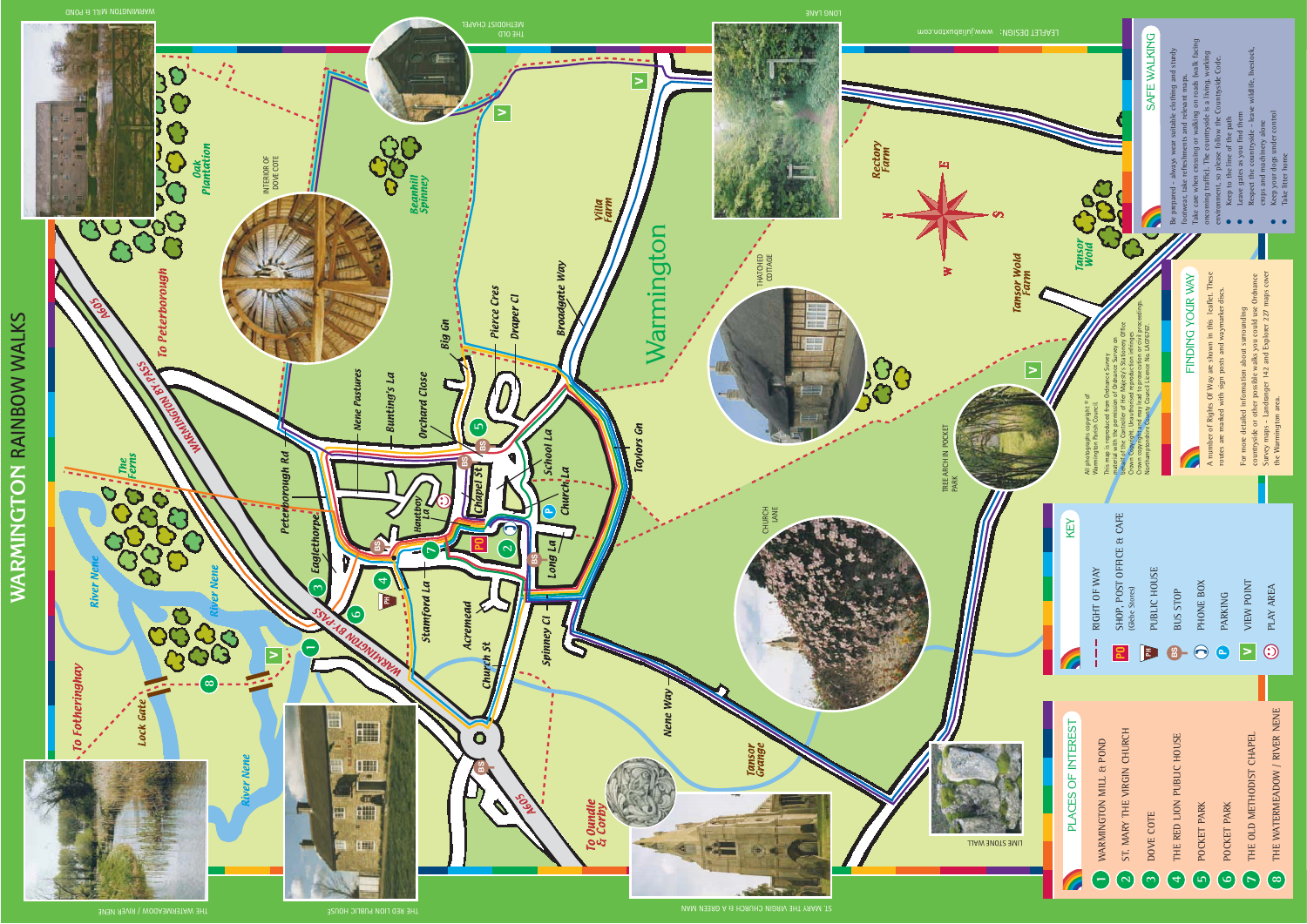# WARMINGTON RAINBOW WALKS

## SAFE WALKING

Be prepared – always wear suitable clothing and sturdy footwear, take refreshments and relevant maps.

Take care when crossing or walking on roads (walk facing oncoming traffic). The countryside is a living, working environment, so please follow the Countryside Code.

- Keep to the line of the path
- Leave gates as you find them
- Respect the countryside – leave wildlife, livestock, crops and machinery alone
- Keep your dogs under control
- Take litter home

## FINDING YOUR WAY

A number of Rights Of Way are shown in this leaflet. These routes are marked with sign posts and waymarker discs.

For more detailed information about surrounding countryside or other possible walks you could use Ordnance Survey maps – Landranger 142 and Explorer 227 maps cover the Warmington area.

All photographs copyright © of Warmington Parish Council.

This map is reproduced from Ordnance Survey material with the permission of Ordnance Survey on behalf of the Controller of Her Majesty's Stationery Office © Crown copyright. Unauthorised reproduction infringes Crown copyright and may lead to prosecution or civil proceedings. Northamptonshire County Council Licence No. LA076767.

## KEY

- RIGHT OF WAY
- PO – SHOP, POST OFFICE & CAFE (Glebe Stores)
- PH – PUBLIC HOUSE
- BS – BUS STOP
- PHONE BOX
- P – PARKING
- V – VIEW POINT
- PLAY AREA

## PLACES OF INTEREST

1. WARMINGTON MILL & POND
2. ST. MARY THE VIRGIN CHURCH
3. DOVE COTE
4. THE RED LION PUBLIC HOUSE
5. POCKET PARK
6. POCKET PARK
7. THE OLD METHODIST CHAPEL
8. THE WATERMEADOW / RIVER NENE

LEAFLET DESIGN: www.juliabuxton.com

WARMINGTON MILL & POND

THE OLD METHODIST CHAPEL

LONG LANE

INTERIOR OF DOVE COTE

THATCHED COTTAGE

TREE ARCH IN POCKET PARK

CHURCH LANE

LIME STONE WALL

ST. MARY THE VIRGIN CHURCH & A GREEN MAN

THE RED LION PUBLIC HOUSE

THE WATERMEADOW / RIVER NENE